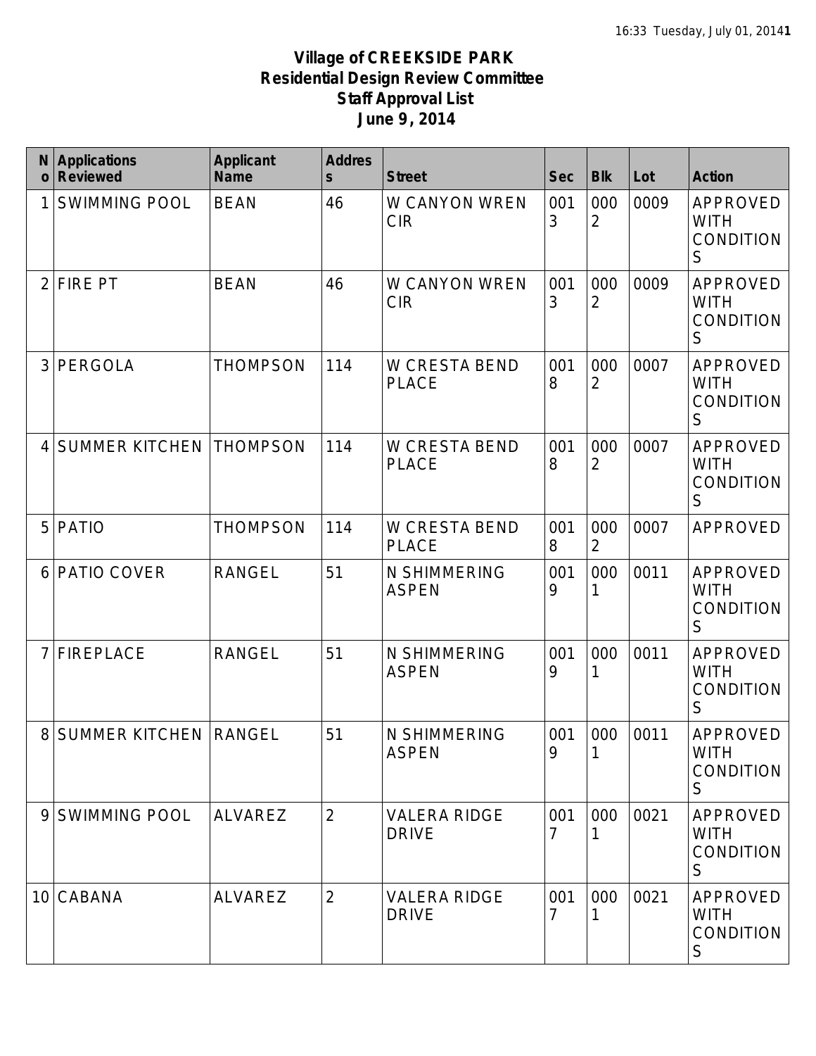# Village of CREEKSIDE PARK
## Residential Design Review Committee
## Staff Approval List
## June 9, 2014

| No | Applications Reviewed | Applicant Name | Address | Street | Sec | Blk | Lot | Action |
|---|---|---|---|---|---|---|---|---|
| 1 | SWIMMING POOL | BEAN | 46 | W CANYON WREN CIR | 0013 | 0002 | 0009 | APPROVED WITH CONDITIONS |
| 2 | FIRE PT | BEAN | 46 | W CANYON WREN CIR | 0013 | 0002 | 0009 | APPROVED WITH CONDITIONS |
| 3 | PERGOLA | THOMPSON | 114 | W CRESTA BEND PLACE | 0018 | 0002 | 0007 | APPROVED WITH CONDITIONS |
| 4 | SUMMER KITCHEN | THOMPSON | 114 | W CRESTA BEND PLACE | 0018 | 0002 | 0007 | APPROVED WITH CONDITIONS |
| 5 | PATIO | THOMPSON | 114 | W CRESTA BEND PLACE | 0018 | 0002 | 0007 | APPROVED |
| 6 | PATIO COVER | RANGEL | 51 | N SHIMMERING ASPEN | 0019 | 0001 | 0011 | APPROVED WITH CONDITIONS |
| 7 | FIREPLACE | RANGEL | 51 | N SHIMMERING ASPEN | 0019 | 0001 | 0011 | APPROVED WITH CONDITIONS |
| 8 | SUMMER KITCHEN | RANGEL | 51 | N SHIMMERING ASPEN | 0019 | 0001 | 0011 | APPROVED WITH CONDITIONS |
| 9 | SWIMMING POOL | ALVAREZ | 2 | VALERA RIDGE DRIVE | 0017 | 0001 | 0021 | APPROVED WITH CONDITIONS |
| 10 | CABANA | ALVAREZ | 2 | VALERA RIDGE DRIVE | 0017 | 0001 | 0021 | APPROVED WITH CONDITIONS |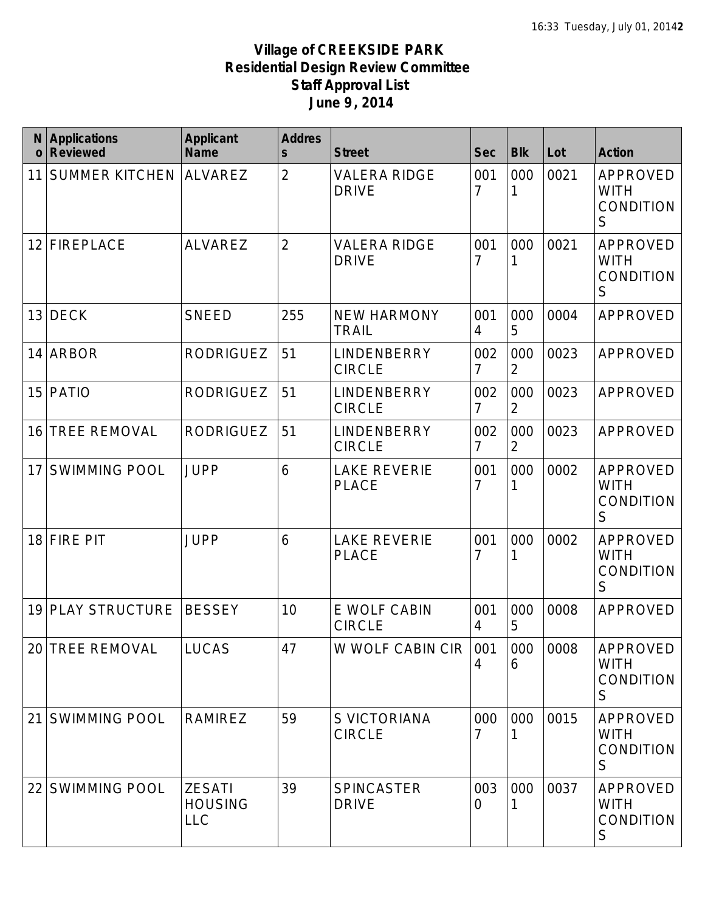**Village of CREEKSIDE PARK**
**Residential Design Review Committee**
**Staff Approval List**
**June 9, 2014**

| No | Applications Reviewed | Applicant Name | Address | Street | Sec | Blk | Lot | Action |
|---|---|---|---|---|---|---|---|---|
| 11 | SUMMER KITCHEN | ALVAREZ | 2 | VALERA RIDGE DRIVE | 0017 | 0001 | 0021 | APPROVED WITH CONDITIONS |
| 12 | FIREPLACE | ALVAREZ | 2 | VALERA RIDGE DRIVE | 0017 | 0001 | 0021 | APPROVED WITH CONDITIONS |
| 13 | DECK | SNEED | 255 | NEW HARMONY TRAIL | 0014 | 0005 | 0004 | APPROVED |
| 14 | ARBOR | RODRIGUEZ | 51 | LINDENBERRY CIRCLE | 0027 | 0002 | 0023 | APPROVED |
| 15 | PATIO | RODRIGUEZ | 51 | LINDENBERRY CIRCLE | 0027 | 0002 | 0023 | APPROVED |
| 16 | TREE REMOVAL | RODRIGUEZ | 51 | LINDENBERRY CIRCLE | 0027 | 0002 | 0023 | APPROVED |
| 17 | SWIMMING POOL | JUPP | 6 | LAKE REVERIE PLACE | 0017 | 0001 | 0002 | APPROVED WITH CONDITIONS |
| 18 | FIRE PIT | JUPP | 6 | LAKE REVERIE PLACE | 0017 | 0001 | 0002 | APPROVED WITH CONDITIONS |
| 19 | PLAY STRUCTURE | BESSEY | 10 | E WOLF CABIN CIRCLE | 0014 | 0005 | 0008 | APPROVED |
| 20 | TREE REMOVAL | LUCAS | 47 | W WOLF CABIN CIR | 0014 | 0006 | 0008 | APPROVED WITH CONDITIONS |
| 21 | SWIMMING POOL | RAMIREZ | 59 | S VICTORIANA CIRCLE | 0007 | 0001 | 0015 | APPROVED WITH CONDITIONS |
| 22 | SWIMMING POOL | ZESATI HOUSING LLC | 39 | SPINCASTER DRIVE | 0030 | 0001 | 0037 | APPROVED WITH CONDITIONS |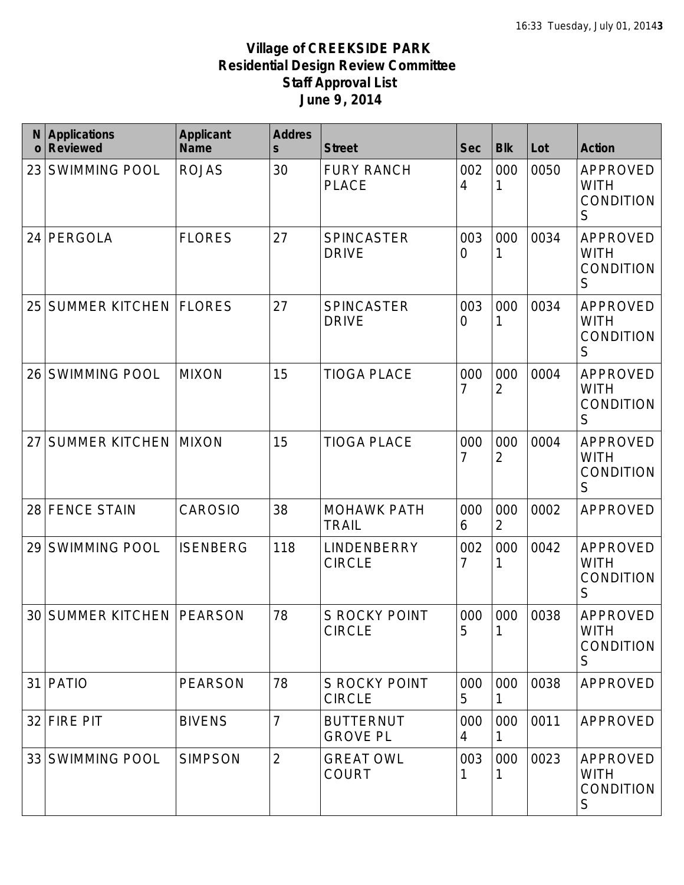**Village of CREEKSIDE PARK**
**Residential Design Review Committee**
**Staff Approval List**
**June 9, 2014**

| No | Applications Reviewed | Applicant Name | Address | Street | Sec | Blk | Lot | Action |
|---|---|---|---|---|---|---|---|---|
| 23 | SWIMMING POOL | ROJAS | 30 | FURY RANCH PLACE | 0024 | 0001 | 0050 | APPROVED WITH CONDITIONS |
| 24 | PERGOLA | FLORES | 27 | SPINCASTER DRIVE | 0030 | 0001 | 0034 | APPROVED WITH CONDITIONS |
| 25 | SUMMER KITCHEN | FLORES | 27 | SPINCASTER DRIVE | 0030 | 0001 | 0034 | APPROVED WITH CONDITIONS |
| 26 | SWIMMING POOL | MIXON | 15 | TIOGA PLACE | 0007 | 0002 | 0004 | APPROVED WITH CONDITIONS |
| 27 | SUMMER KITCHEN | MIXON | 15 | TIOGA PLACE | 0007 | 0002 | 0004 | APPROVED WITH CONDITIONS |
| 28 | FENCE STAIN | CAROSIO | 38 | MOHAWK PATH TRAIL | 0006 | 0002 | 0002 | APPROVED |
| 29 | SWIMMING POOL | ISENBERG | 118 | LINDENBERRY CIRCLE | 0027 | 0001 | 0042 | APPROVED WITH CONDITIONS |
| 30 | SUMMER KITCHEN | PEARSON | 78 | S ROCKY POINT CIRCLE | 0005 | 0001 | 0038 | APPROVED WITH CONDITIONS |
| 31 | PATIO | PEARSON | 78 | S ROCKY POINT CIRCLE | 0005 | 0001 | 0038 | APPROVED |
| 32 | FIRE PIT | BIVENS | 7 | BUTTERNUT GROVE PL | 0004 | 0001 | 0011 | APPROVED |
| 33 | SWIMMING POOL | SIMPSON | 2 | GREAT OWL COURT | 0031 | 0001 | 0023 | APPROVED WITH CONDITIONS |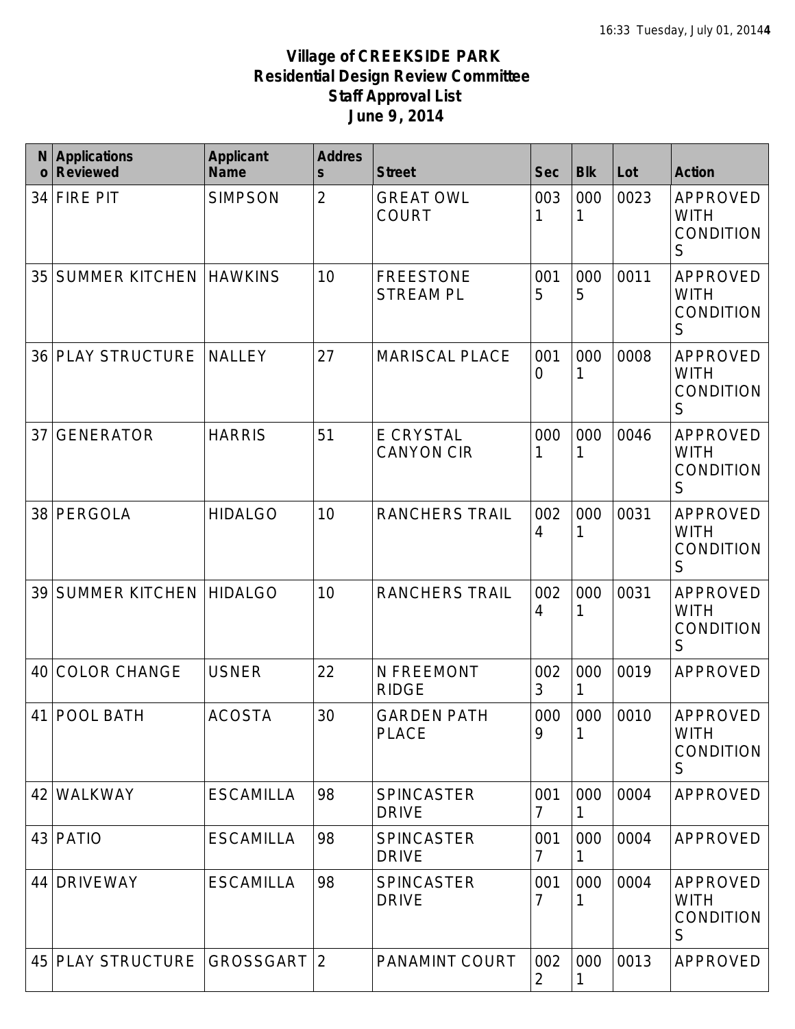**Village of CREEKSIDE PARK**
**Residential Design Review Committee**
**Staff Approval List**
**June 9, 2014**

| No | Applications Reviewed | Applicant Name | Address | Street | Sec | Blk | Lot | Action |
|---|---|---|---|---|---|---|---|---|
| 34 | FIRE PIT | SIMPSON | 2 | GREAT OWL COURT | 0031 | 0001 | 0023 | APPROVED WITH CONDITIONS |
| 35 | SUMMER KITCHEN | HAWKINS | 10 | FREESTONE STREAM PL | 0015 | 0005 | 0011 | APPROVED WITH CONDITIONS |
| 36 | PLAY STRUCTURE | NALLEY | 27 | MARISCAL PLACE | 0010 | 0001 | 0008 | APPROVED WITH CONDITIONS |
| 37 | GENERATOR | HARRIS | 51 | E CRYSTAL CANYON CIR | 0001 | 0001 | 0046 | APPROVED WITH CONDITIONS |
| 38 | PERGOLA | HIDALGO | 10 | RANCHERS TRAIL | 0024 | 0001 | 0031 | APPROVED WITH CONDITIONS |
| 39 | SUMMER KITCHEN | HIDALGO | 10 | RANCHERS TRAIL | 0024 | 0001 | 0031 | APPROVED WITH CONDITIONS |
| 40 | COLOR CHANGE | USNER | 22 | N FREEMONT RIDGE | 0023 | 0001 | 0019 | APPROVED |
| 41 | POOL BATH | ACOSTA | 30 | GARDEN PATH PLACE | 0009 | 0001 | 0010 | APPROVED WITH CONDITIONS |
| 42 | WALKWAY | ESCAMILLA | 98 | SPINCASTER DRIVE | 0017 | 0001 | 0004 | APPROVED |
| 43 | PATIO | ESCAMILLA | 98 | SPINCASTER DRIVE | 0017 | 0001 | 0004 | APPROVED |
| 44 | DRIVEWAY | ESCAMILLA | 98 | SPINCASTER DRIVE | 0017 | 0001 | 0004 | APPROVED WITH CONDITIONS |
| 45 | PLAY STRUCTURE | GROSSGART | 2 | PANAMINT COURT | 0022 | 0001 | 0013 | APPROVED |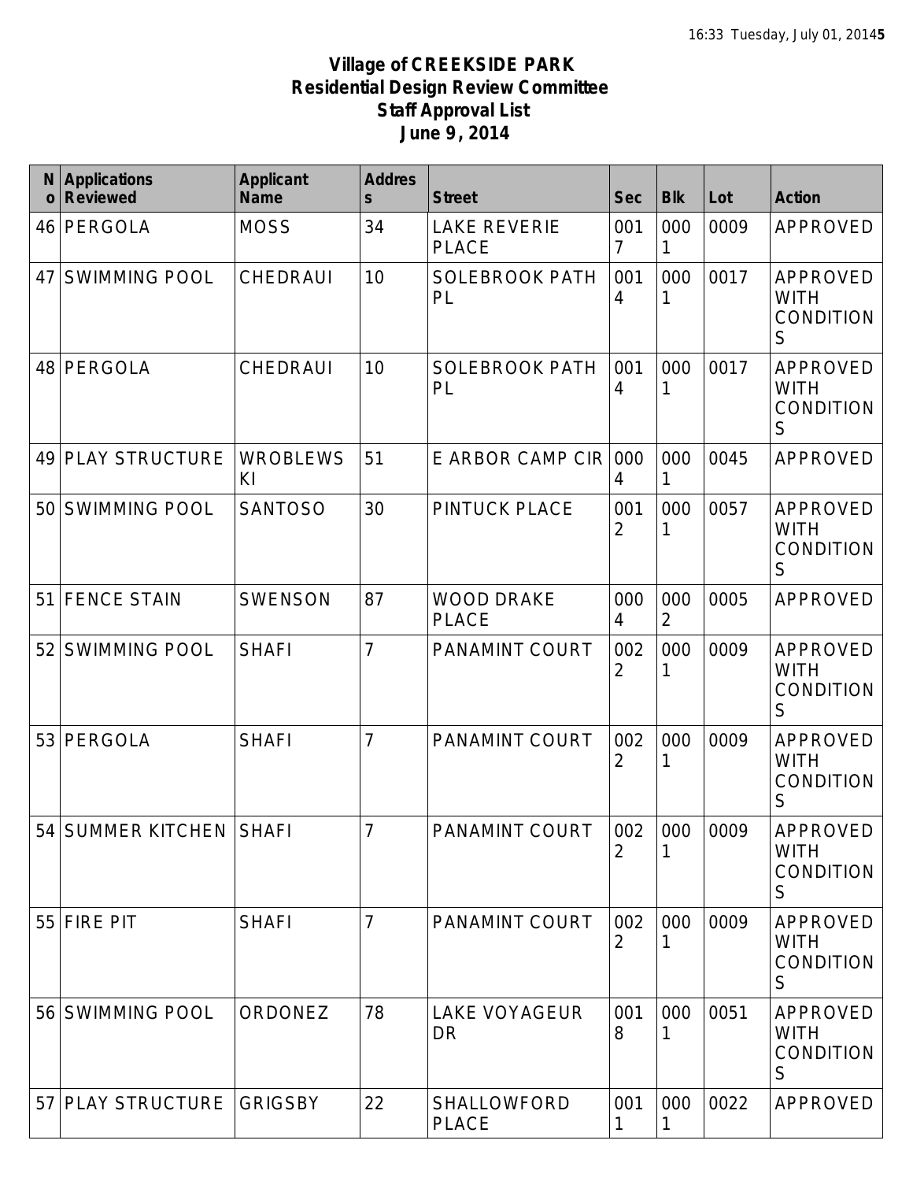**Village of CREEKSIDE PARK**
**Residential Design Review Committee**
**Staff Approval List**
**June 9, 2014**

| No | Applications Reviewed | Applicant Name | Address | Street | Sec | Blk | Lot | Action |
|---|---|---|---|---|---|---|---|---|
| 46 | PERGOLA | MOSS | 34 | LAKE REVERIE PLACE | 0017 | 0001 | 0009 | APPROVED |
| 47 | SWIMMING POOL | CHEDRAUI | 10 | SOLEBROOK PATH PL | 0014 | 0001 | 0017 | APPROVED WITH CONDITIONS |
| 48 | PERGOLA | CHEDRAUI | 10 | SOLEBROOK PATH PL | 0014 | 0001 | 0017 | APPROVED WITH CONDITIONS |
| 49 | PLAY STRUCTURE | WROBLEWSKI | 51 | E ARBOR CAMP CIR | 0004 | 0001 | 0045 | APPROVED |
| 50 | SWIMMING POOL | SANTOSO | 30 | PINTUCK PLACE | 0012 | 0001 | 0057 | APPROVED WITH CONDITIONS |
| 51 | FENCE STAIN | SWENSON | 87 | WOOD DRAKE PLACE | 0004 | 0002 | 0005 | APPROVED |
| 52 | SWIMMING POOL | SHAFI | 7 | PANAMINT COURT | 0022 | 0001 | 0009 | APPROVED WITH CONDITIONS |
| 53 | PERGOLA | SHAFI | 7 | PANAMINT COURT | 0022 | 0001 | 0009 | APPROVED WITH CONDITIONS |
| 54 | SUMMER KITCHEN | SHAFI | 7 | PANAMINT COURT | 0022 | 0001 | 0009 | APPROVED WITH CONDITIONS |
| 55 | FIRE PIT | SHAFI | 7 | PANAMINT COURT | 0022 | 0001 | 0009 | APPROVED WITH CONDITIONS |
| 56 | SWIMMING POOL | ORDONEZ | 78 | LAKE VOYAGEUR DR | 0018 | 0001 | 0051 | APPROVED WITH CONDITIONS |
| 57 | PLAY STRUCTURE | GRIGSBY | 22 | SHALLOWFORD PLACE | 0011 | 0001 | 0022 | APPROVED |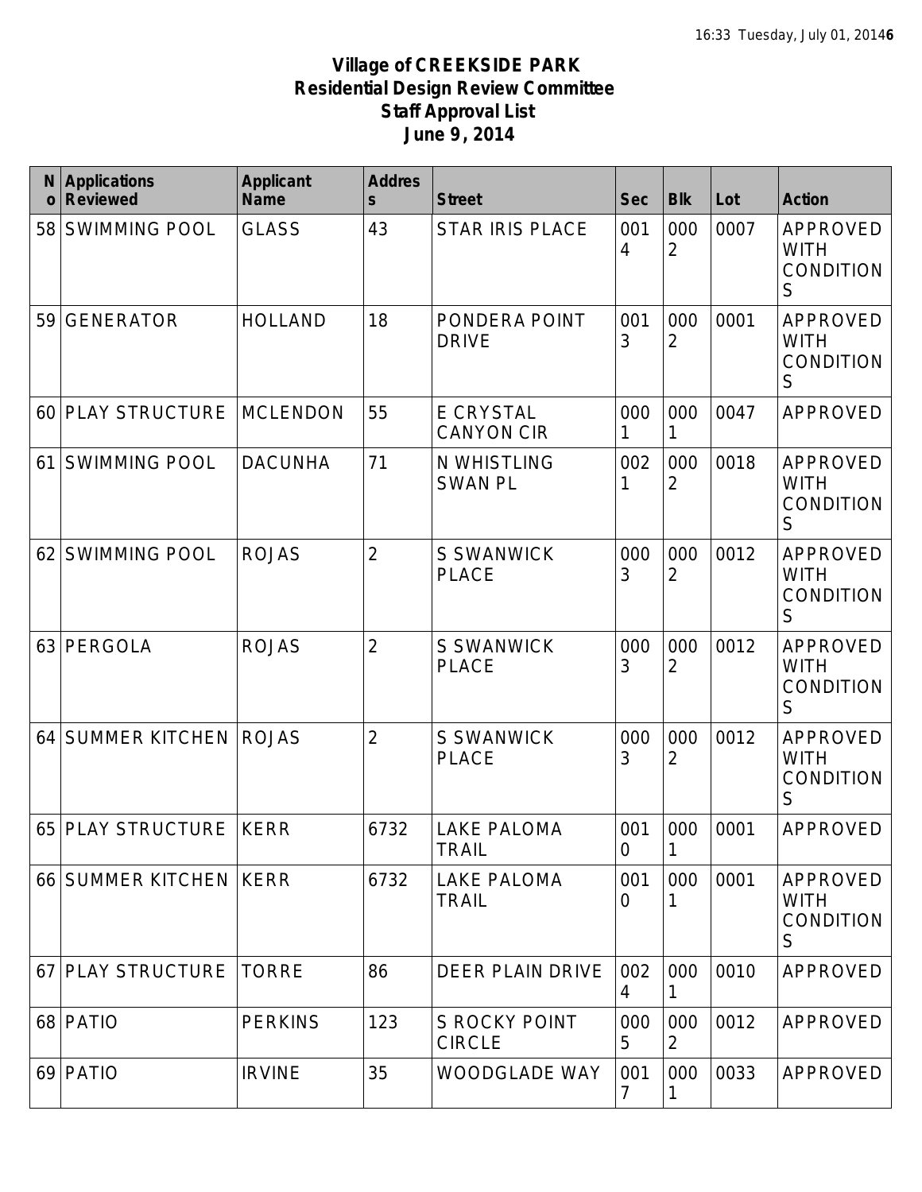**Village of CREEKSIDE PARK**
**Residential Design Review Committee**
**Staff Approval List**
**June 9, 2014**

| No | Applications Reviewed | Applicant Name | Address | Street | Sec | Blk | Lot | Action |
|---|---|---|---|---|---|---|---|---|
| 58 | SWIMMING POOL | GLASS | 43 | STAR IRIS PLACE | 0014 | 0002 | 0007 | APPROVED WITH CONDITIONS |
| 59 | GENERATOR | HOLLAND | 18 | PONDERA POINT DRIVE | 0013 | 0002 | 0001 | APPROVED WITH CONDITIONS |
| 60 | PLAY STRUCTURE | MCLENDON | 55 | E CRYSTAL CANYON CIR | 0001 | 0001 | 0047 | APPROVED |
| 61 | SWIMMING POOL | DACUNHA | 71 | N WHISTLING SWAN PL | 0021 | 0002 | 0018 | APPROVED WITH CONDITIONS |
| 62 | SWIMMING POOL | ROJAS | 2 | S SWANWICK PLACE | 0003 | 0002 | 0012 | APPROVED WITH CONDITIONS |
| 63 | PERGOLA | ROJAS | 2 | S SWANWICK PLACE | 0003 | 0002 | 0012 | APPROVED WITH CONDITIONS |
| 64 | SUMMER KITCHEN | ROJAS | 2 | S SWANWICK PLACE | 0003 | 0002 | 0012 | APPROVED WITH CONDITIONS |
| 65 | PLAY STRUCTURE | KERR | 6732 | LAKE PALOMA TRAIL | 0010 | 0001 | 0001 | APPROVED |
| 66 | SUMMER KITCHEN | KERR | 6732 | LAKE PALOMA TRAIL | 0010 | 0001 | 0001 | APPROVED WITH CONDITIONS |
| 67 | PLAY STRUCTURE | TORRE | 86 | DEER PLAIN DRIVE | 0024 | 0001 | 0010 | APPROVED |
| 68 | PATIO | PERKINS | 123 | S ROCKY POINT CIRCLE | 0005 | 0002 | 0012 | APPROVED |
| 69 | PATIO | IRVINE | 35 | WOODGLADE WAY | 0017 | 0001 | 0033 | APPROVED |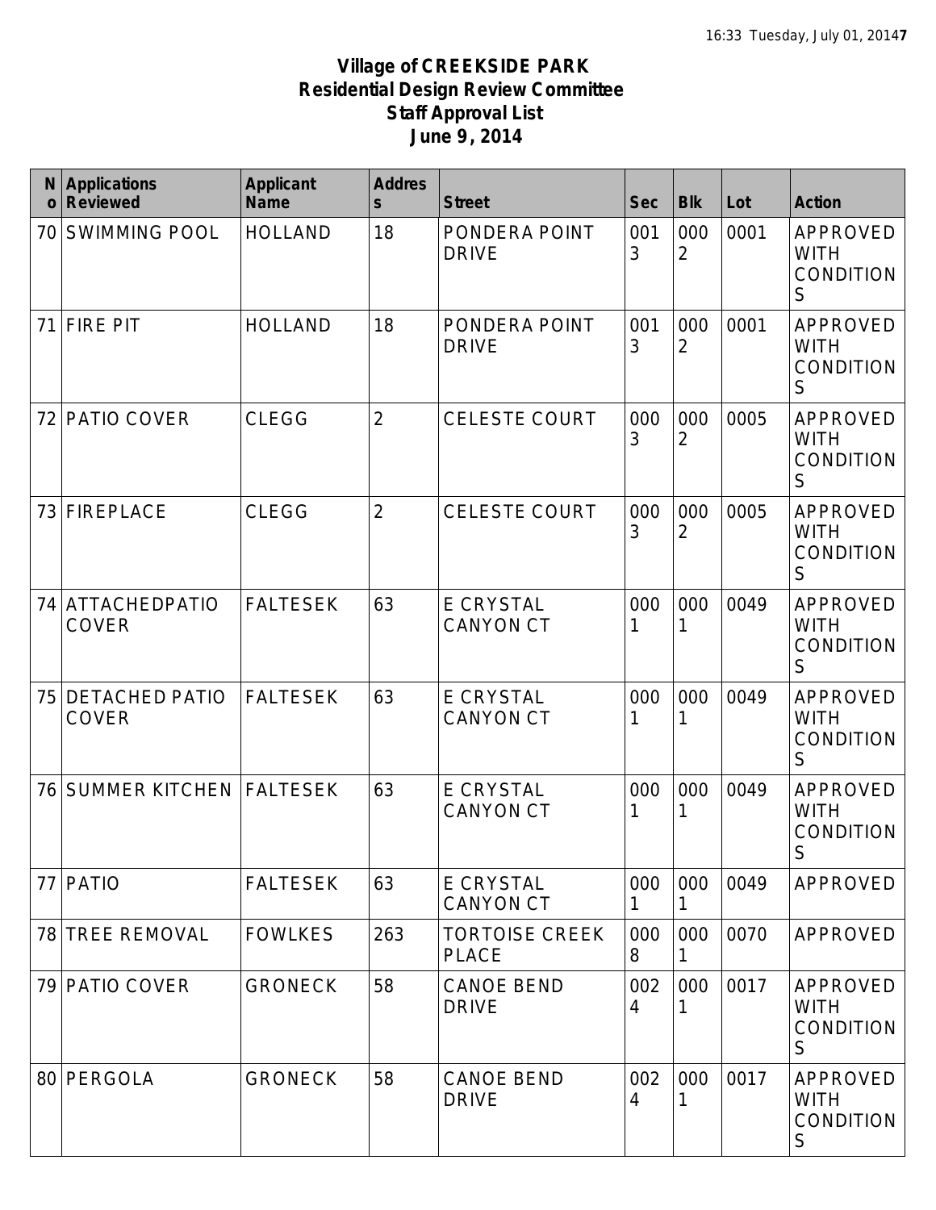# Village of CREEKSIDE PARK
## Residential Design Review Committee
## Staff Approval List
## June 9, 2014

| No | Applications Reviewed | Applicant Name | Address | Street | Sec | Blk | Lot | Action |
|---|---|---|---|---|---|---|---|---|
| 70 | SWIMMING POOL | HOLLAND | 18 | PONDERA POINT DRIVE | 0013 | 0002 | 0001 | APPROVED WITH CONDITIONS |
| 71 | FIRE PIT | HOLLAND | 18 | PONDERA POINT DRIVE | 0013 | 0002 | 0001 | APPROVED WITH CONDITIONS |
| 72 | PATIO COVER | CLEGG | 2 | CELESTE COURT | 0003 | 0002 | 0005 | APPROVED WITH CONDITIONS |
| 73 | FIREPLACE | CLEGG | 2 | CELESTE COURT | 0003 | 0002 | 0005 | APPROVED WITH CONDITIONS |
| 74 | ATTACHEDPATIO COVER | FALTESEK | 63 | E CRYSTAL CANYON CT | 0001 | 0001 | 0049 | APPROVED WITH CONDITIONS |
| 75 | DETACHED PATIO COVER | FALTESEK | 63 | E CRYSTAL CANYON CT | 0001 | 0001 | 0049 | APPROVED WITH CONDITIONS |
| 76 | SUMMER KITCHEN | FALTESEK | 63 | E CRYSTAL CANYON CT | 0001 | 0001 | 0049 | APPROVED WITH CONDITIONS |
| 77 | PATIO | FALTESEK | 63 | E CRYSTAL CANYON CT | 0001 | 0001 | 0049 | APPROVED |
| 78 | TREE REMOVAL | FOWLKES | 263 | TORTOISE CREEK PLACE | 0008 | 0001 | 0070 | APPROVED |
| 79 | PATIO COVER | GRONECK | 58 | CANOE BEND DRIVE | 0024 | 0001 | 0017 | APPROVED WITH CONDITIONS |
| 80 | PERGOLA | GRONECK | 58 | CANOE BEND DRIVE | 0024 | 0001 | 0017 | APPROVED WITH CONDITIONS |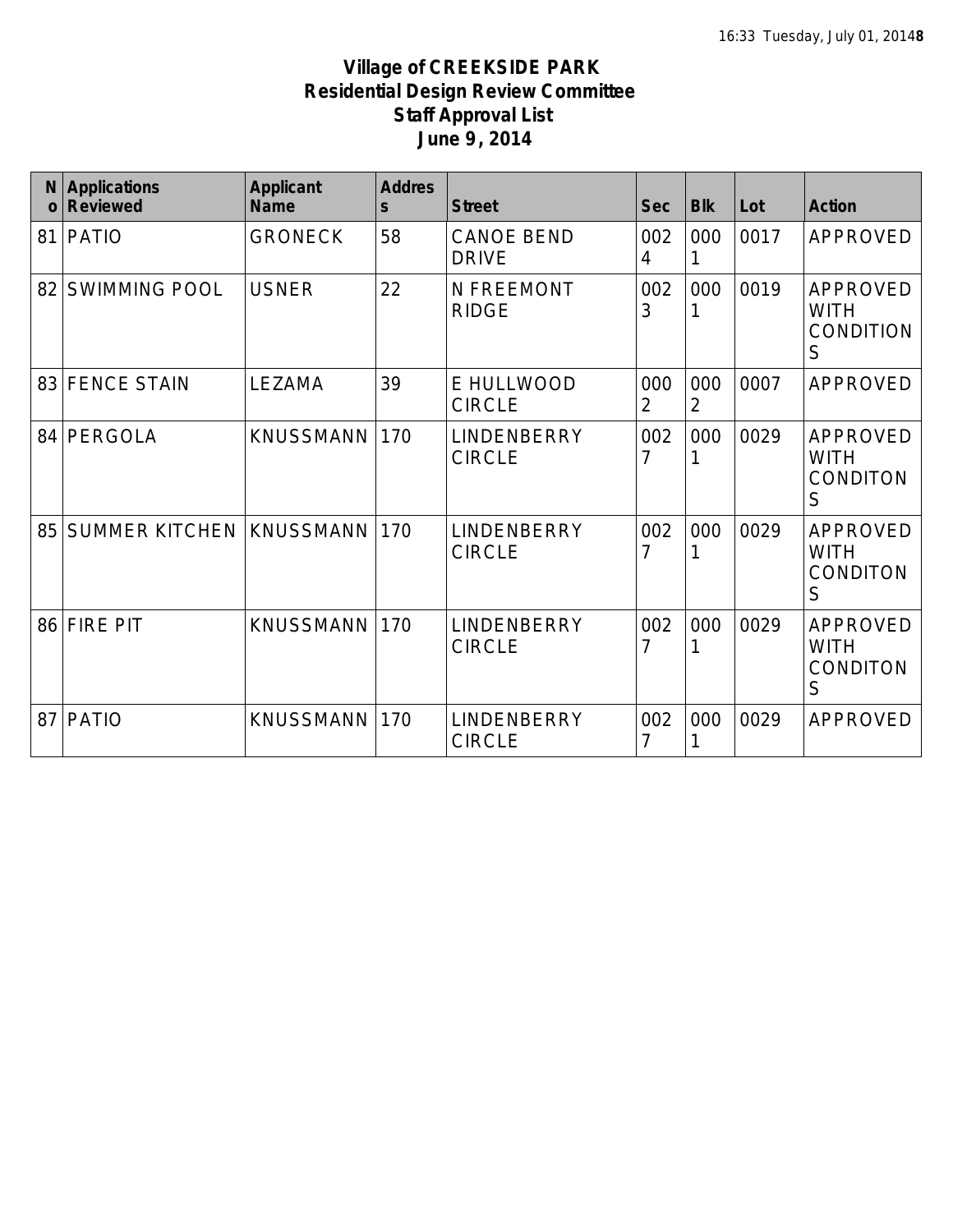# Village of CREEKSIDE PARK
## Residential Design Review Committee
## Staff Approval List
## June 9, 2014

| No | Applications Reviewed | Applicant Name | Address | Street | Sec | Blk | Lot | Action |
|---|---|---|---|---|---|---|---|---|
| 81 | PATIO | GRONECK | 58 | CANOE BEND DRIVE | 0024 | 0001 | 0017 | APPROVED |
| 82 | SWIMMING POOL | USNER | 22 | N FREEMONT RIDGE | 0023 | 0001 | 0019 | APPROVED WITH CONDITIONS |
| 83 | FENCE STAIN | LEZAMA | 39 | E HULLWOOD CIRCLE | 0002 | 0002 | 0007 | APPROVED |
| 84 | PERGOLA | KNUSSMANN | 170 | LINDENBERRY CIRCLE | 0027 | 0001 | 0029 | APPROVED WITH CONDITONS |
| 85 | SUMMER KITCHEN | KNUSSMANN | 170 | LINDENBERRY CIRCLE | 0027 | 0001 | 0029 | APPROVED WITH CONDITONS |
| 86 | FIRE PIT | KNUSSMANN | 170 | LINDENBERRY CIRCLE | 0027 | 0001 | 0029 | APPROVED WITH CONDITONS |
| 87 | PATIO | KNUSSMANN | 170 | LINDENBERRY CIRCLE | 0027 | 0001 | 0029 | APPROVED |